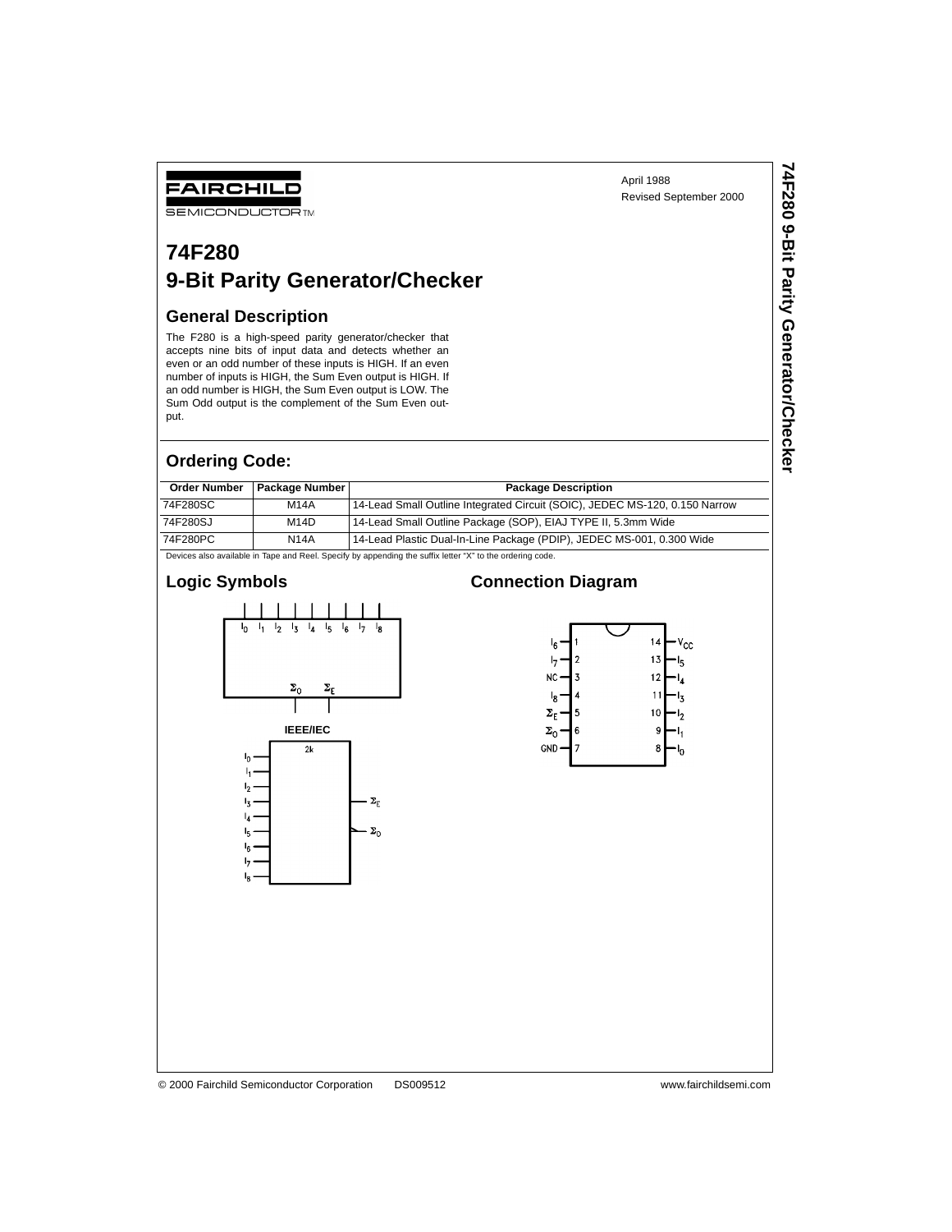FAIRCHILD SEMICONDUCTOR™

April 1988
Revised September 2000

# 74F280
# 9-Bit Parity Generator/Checker

## General Description

The F280 is a high-speed parity generator/checker that accepts nine bits of input data and detects whether an even or an odd number of these inputs is HIGH. If an even number of inputs is HIGH, the Sum Even output is HIGH. If an odd number is HIGH, the Sum Even output is LOW. The Sum Odd output is the complement of the Sum Even output.

## Ordering Code:

| Order Number | Package Number | Package Description |
|---|---|---|
| 74F280SC | M14A | 14-Lead Small Outline Integrated Circuit (SOIC), JEDEC MS-120, 0.150 Narrow |
| 74F280SJ | M14D | 14-Lead Small Outline Package (SOP), EIAJ TYPE II, 5.3mm Wide |
| 74F280PC | N14A | 14-Lead Plastic Dual-In-Line Package (PDIP), JEDEC MS-001, 0.300 Wide |

Devices also available in Tape and Reel. Specify by appending the suffix letter "X" to the ordering code.

## Logic Symbols

IEEE/IEC

## Connection Diagram

© 2000 Fairchild Semiconductor Corporation DS009512 www.fairchildsemi.com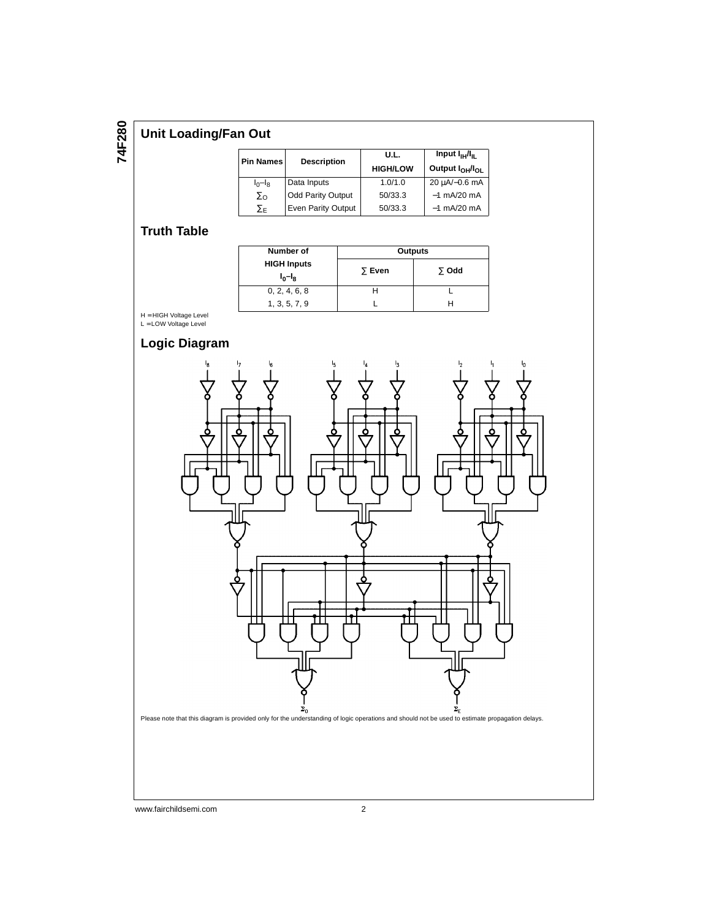## Unit Loading/Fan Out

| Pin Names | Description | U.L. HIGH/LOW | Input $I_{IH}/I_{IL}$ Output $I_{OH}/I_{OL}$ |
|---|---|---|---|
| $I_0$–$I_8$ | Data Inputs | 1.0/1.0 | 20 µA/−0.6 mA |
| $\sum_O$ | Odd Parity Output | 50/33.3 | −1 mA/20 mA |
| $\sum_E$ | Even Parity Output | 50/33.3 | −1 mA/20 mA |

## Truth Table

| Number of HIGH Inputs $I_0$–$I_8$ | Outputs | |
|---|---|---|
| | $\sum$ Even | $\sum$ Odd |
| 0, 2, 4, 6, 8 | H | L |
| 1, 3, 5, 7, 9 | L | H |

H = HIGH Voltage Level
L = LOW Voltage Level

## Logic Diagram

Please note that this diagram is provided only for the understanding of logic operations and should not be used to estimate propagation delays.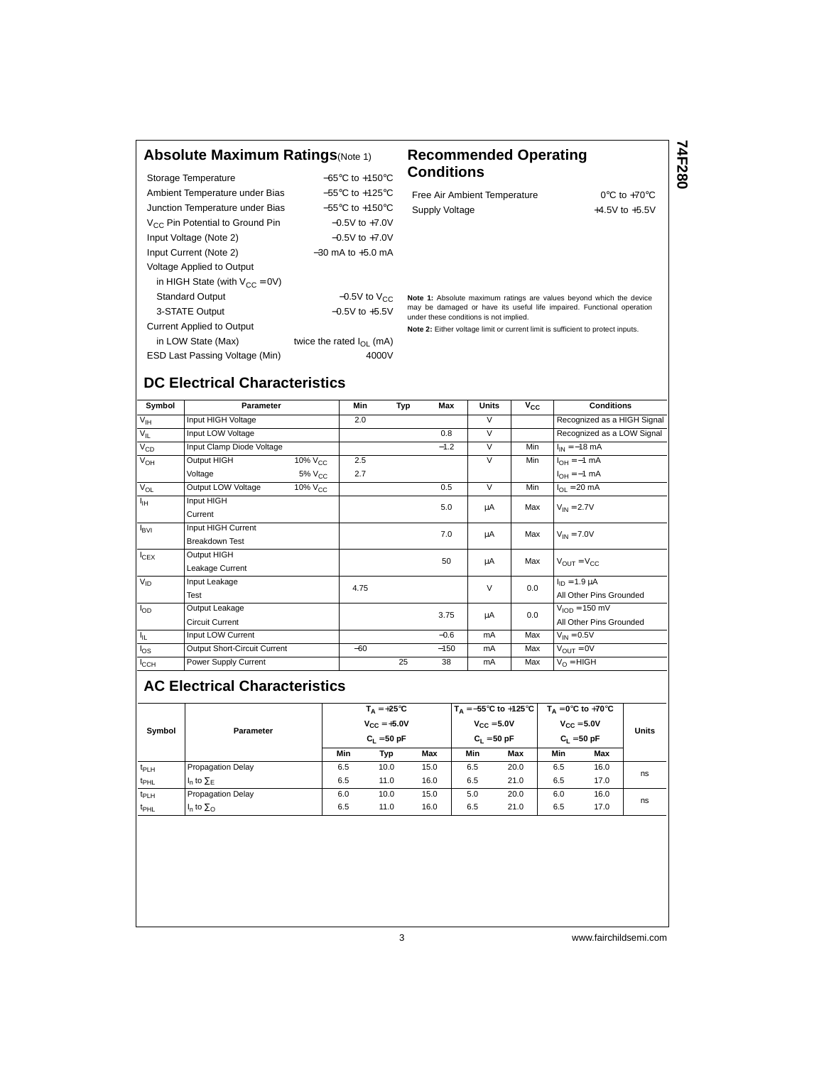## Absolute Maximum Ratings(Note 1)

| | |
|---|---|
| Storage Temperature | −65°C to +150°C |
| Ambient Temperature under Bias | −55°C to +125°C |
| Junction Temperature under Bias | −55°C to +150°C |
| $V_{CC}$ Pin Potential to Ground Pin | −0.5V to +7.0V |
| Input Voltage (Note 2) | −0.5V to +7.0V |
| Input Current (Note 2) | −30 mA to +5.0 mA |
| Voltage Applied to Output | |
| in HIGH State (with $V_{CC}$ = 0V) | |
| Standard Output | −0.5V to $V_{CC}$ |
| 3-STATE Output | −0.5V to +5.5V |
| Current Applied to Output | |
| in LOW State (Max) | twice the rated $I_{OL}$ (mA) |
| ESD Last Passing Voltage (Min) | 4000V |

## Recommended Operating Conditions

| | |
|---|---|
| Free Air Ambient Temperature | 0°C to +70°C |
| Supply Voltage | +4.5V to +5.5V |

**Note 1:** Absolute maximum ratings are values beyond which the device may be damaged or have its useful life impaired. Functional operation under these conditions is not implied.

**Note 2:** Either voltage limit or current limit is sufficient to protect inputs.

## DC Electrical Characteristics

| Symbol | Parameter | | Min | Typ | Max | Units | $V_{CC}$ | Conditions |
|---|---|---|---|---|---|---|---|---|
| $V_{IH}$ | Input HIGH Voltage | | 2.0 | | | V | | Recognized as a HIGH Signal |
| $V_{IL}$ | Input LOW Voltage | | | | 0.8 | V | | Recognized as a LOW Signal |
| $V_{CD}$ | Input Clamp Diode Voltage | | | | −1.2 | V | Min | $I_{IN}$ = −18 mA |
| $V_{OH}$ | Output HIGH Voltage | 10% $V_{CC}$ | 2.5 | | | V | Min | $I_{OH}$ = −1 mA |
| | | 5% $V_{CC}$ | 2.7 | | | | | $I_{OH}$ = −1 mA |
| $V_{OL}$ | Output LOW Voltage | 10% $V_{CC}$ | | | 0.5 | V | Min | $I_{OL}$ = 20 mA |
| $I_{IH}$ | Input HIGH Current | | | | 5.0 | μA | Max | $V_{IN}$ = 2.7V |
| $I_{BVI}$ | Input HIGH Current Breakdown Test | | | | 7.0 | μA | Max | $V_{IN}$ = 7.0V |
| $I_{CEX}$ | Output HIGH Leakage Current | | | | 50 | μA | Max | $V_{OUT}$ = $V_{CC}$ |
| $V_{ID}$ | Input Leakage Test | | 4.75 | | | V | 0.0 | $I_{ID}$ = 1.9 μA All Other Pins Grounded |
| $I_{OD}$ | Output Leakage Circuit Current | | | | 3.75 | μA | 0.0 | $V_{IOD}$ = 150 mV All Other Pins Grounded |
| $I_{IL}$ | Input LOW Current | | | | −0.6 | mA | Max | $V_{IN}$ = 0.5V |
| $I_{OS}$ | Output Short-Circuit Current | | −60 | | −150 | mA | Max | $V_{OUT}$ = 0V |
| $I_{CCH}$ | Power Supply Current | | | 25 | 38 | mA | Max | $V_O$ = HIGH |

## AC Electrical Characteristics

| Symbol | Parameter | $T_A$ = +25°C, $V_{CC}$ = +5.0V, $C_L$ = 50 pF | | | $T_A$ = −55°C to +125°C, $V_{CC}$ = 5.0V, $C_L$ = 50 pF | | $T_A$ = 0°C to +70°C, $V_{CC}$ = 5.0V, $C_L$ = 50 pF | | Units |
|---|---|---|---|---|---|---|---|---|---|
| | | Min | Typ | Max | Min | Max | Min | Max | |
| $t_{PLH}$ | Propagation Delay | 6.5 | 10.0 | 15.0 | 6.5 | 20.0 | 6.5 | 16.0 | ns |
| $t_{PHL}$ | $I_n$ to $\Sigma_E$ | 6.5 | 11.0 | 16.0 | 6.5 | 21.0 | 6.5 | 17.0 | |
| $t_{PLH}$ | Propagation Delay | 6.0 | 10.0 | 15.0 | 5.0 | 20.0 | 6.0 | 16.0 | ns |
| $t_{PHL}$ | $I_n$ to $\Sigma_O$ | 6.5 | 11.0 | 16.0 | 6.5 | 21.0 | 6.5 | 17.0 | |